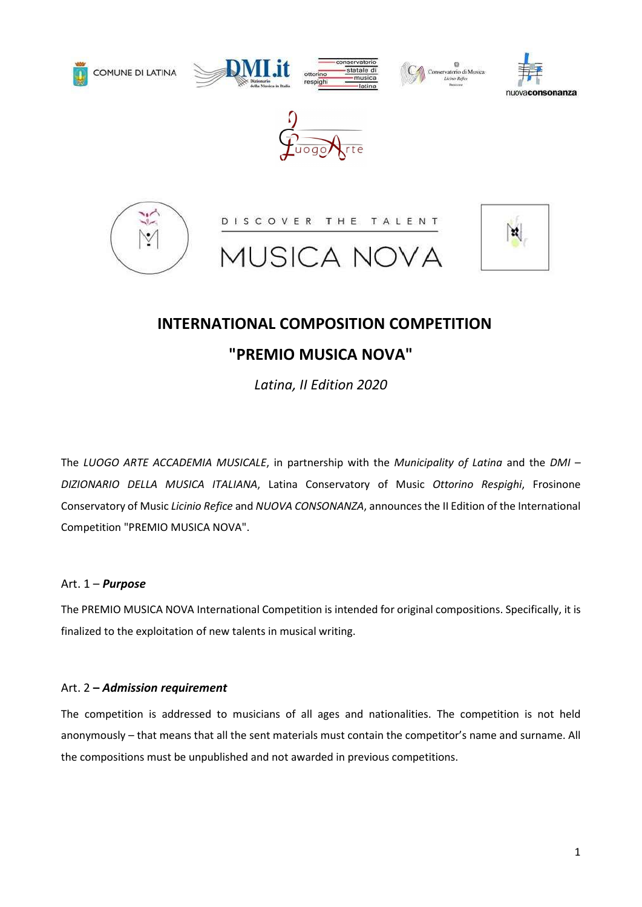# INTERNATIONAL COMPOSITION COMPETITION

# "PREMIO MUSICA NOVA"

*Latina, II Edition 2020*

The *LUOGO ARTE ACCADEMIA MUSICALE*, in partnership with the *Municipality of Latina* and the *DMI – DIZIONARIO DELLA MUSICA ITALIANA*, Latina Conservatory of Music *Ottorino Respighi*, Frosinone Conservatory of Music *Licinio Refice* and *NUOVA CONSONANZA*, announces the II Edition of the International Competition "PREMIO MUSICA NOVA".

### Art. 1 – ***Purpose***

The PREMIO MUSICA NOVA International Competition is intended for original compositions. Specifically, it is finalized to the exploitation of new talents in musical writing.

### Art. 2 – ***Admission requirement***

The competition is addressed to musicians of all ages and nationalities. The competition is not held anonymously – that means that all the sent materials must contain the competitor's name and surname. All the compositions must be unpublished and not awarded in previous competitions.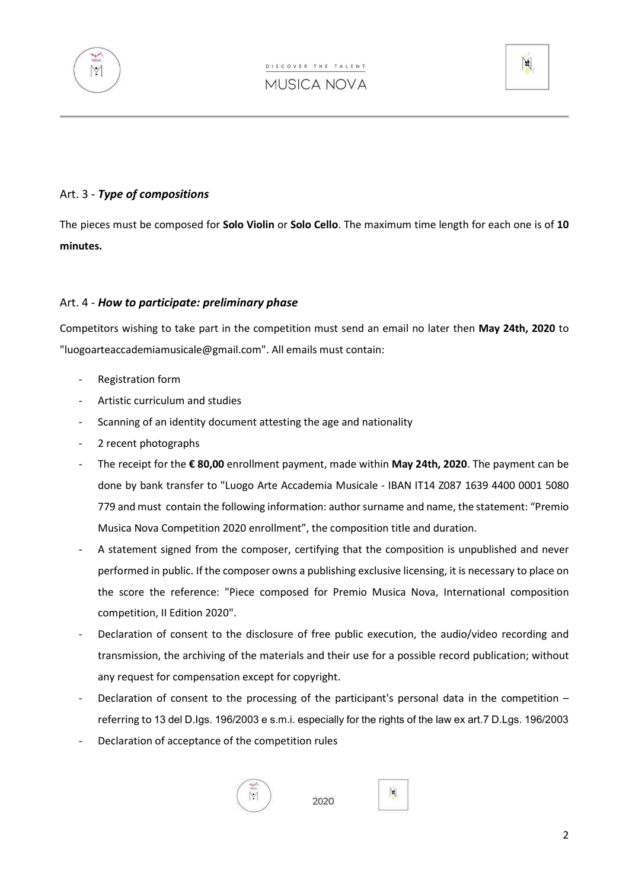## Art. 3 - ***Type of compositions***

The pieces must be composed for **Solo Violin** or **Solo Cello**. The maximum time length for each one is of **10 minutes.**

## Art. 4 - ***How to participate: preliminary phase***

Competitors wishing to take part in the competition must send an email no later then **May 24th, 2020** to "luogoarteaccademiamusicale@gmail.com". All emails must contain:

- Registration form
- Artistic curriculum and studies
- Scanning of an identity document attesting the age and nationality
- 2 recent photographs
- The receipt for the **€ 80,00** enrollment payment, made within **May 24th, 2020**. The payment can be done by bank transfer to "Luogo Arte Accademia Musicale - IBAN IT14 Z087 1639 4400 0001 5080 779 and must contain the following information: author surname and name, the statement: "Premio Musica Nova Competition 2020 enrollment", the composition title and duration.
- A statement signed from the composer, certifying that the composition is unpublished and never performed in public. If the composer owns a publishing exclusive licensing, it is necessary to place on the score the reference: "Piece composed for Premio Musica Nova, International composition competition, II Edition 2020".
- Declaration of consent to the disclosure of free public execution, the audio/video recording and transmission, the archiving of the materials and their use for a possible record publication; without any request for compensation except for copyright.
- Declaration of consent to the processing of the participant's personal data in the competition – referring to 13 del D.lgs. 196/2003 e s.m.i. especially for the rights of the law ex art.7 D.Lgs. 196/2003
- Declaration of acceptance of the competition rules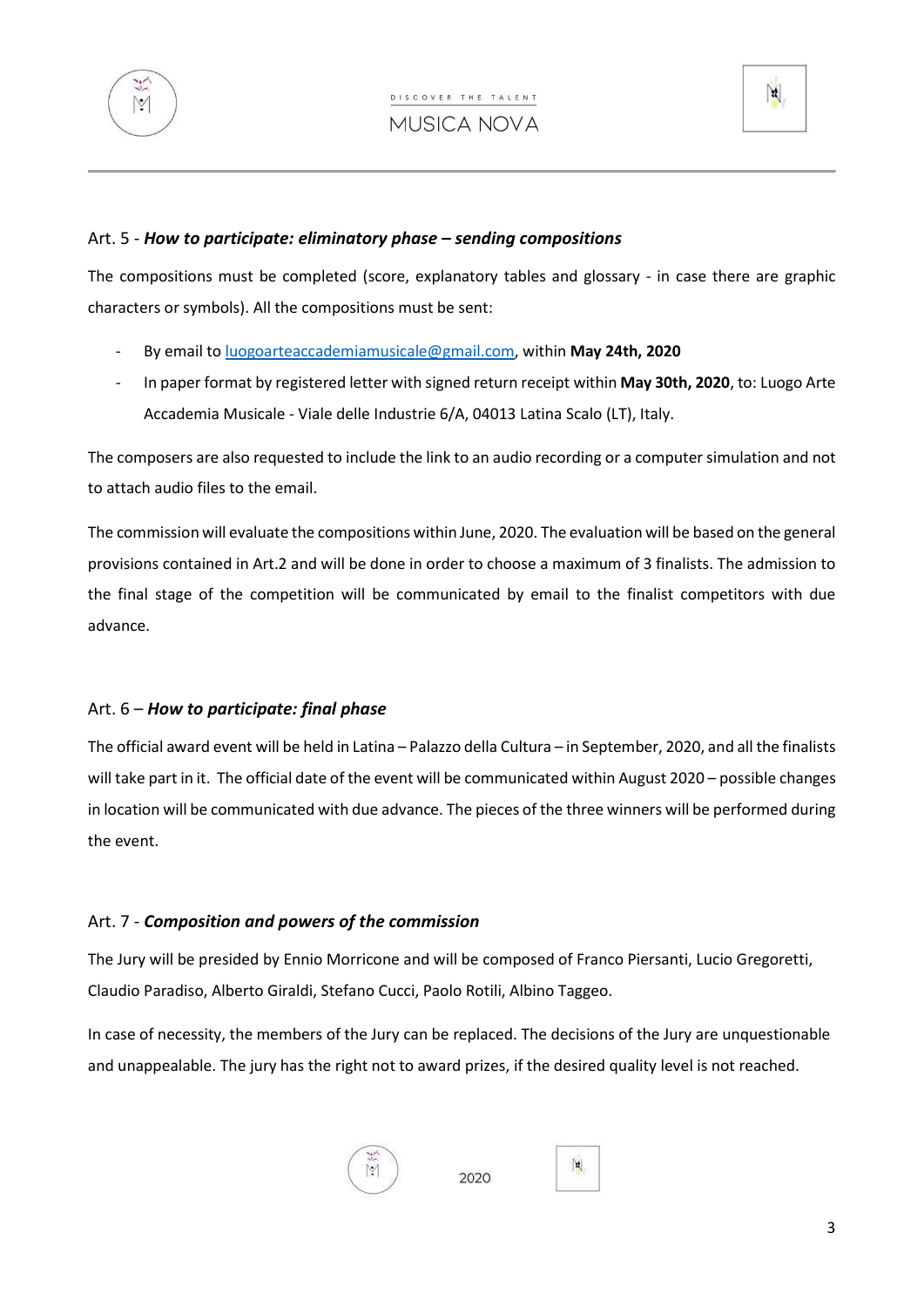Art. 5 - ***How to participate: eliminatory phase – sending compositions***

The compositions must be completed (score, explanatory tables and glossary - in case there are graphic characters or symbols). All the compositions must be sent:

- By email to luogoarteaccademiamusicale@gmail.com, within **May 24th, 2020**
- In paper format by registered letter with signed return receipt within **May 30th, 2020**, to: Luogo Arte Accademia Musicale - Viale delle Industrie 6/A, 04013 Latina Scalo (LT), Italy.

The composers are also requested to include the link to an audio recording or a computer simulation and not to attach audio files to the email.

The commission will evaluate the compositions within June, 2020. The evaluation will be based on the general provisions contained in Art.2 and will be done in order to choose a maximum of 3 finalists. The admission to the final stage of the competition will be communicated by email to the finalist competitors with due advance.

Art. 6 – ***How to participate: final phase***

The official award event will be held in Latina – Palazzo della Cultura – in September, 2020, and all the finalists will take part in it. The official date of the event will be communicated within August 2020 – possible changes in location will be communicated with due advance. The pieces of the three winners will be performed during the event.

Art. 7 - ***Composition and powers of the commission***

The Jury will be presided by Ennio Morricone and will be composed of Franco Piersanti, Lucio Gregoretti, Claudio Paradiso, Alberto Giraldi, Stefano Cucci, Paolo Rotili, Albino Taggeo.

In case of necessity, the members of the Jury can be replaced. The decisions of the Jury are unquestionable and unappealable. The jury has the right not to award prizes, if the desired quality level is not reached.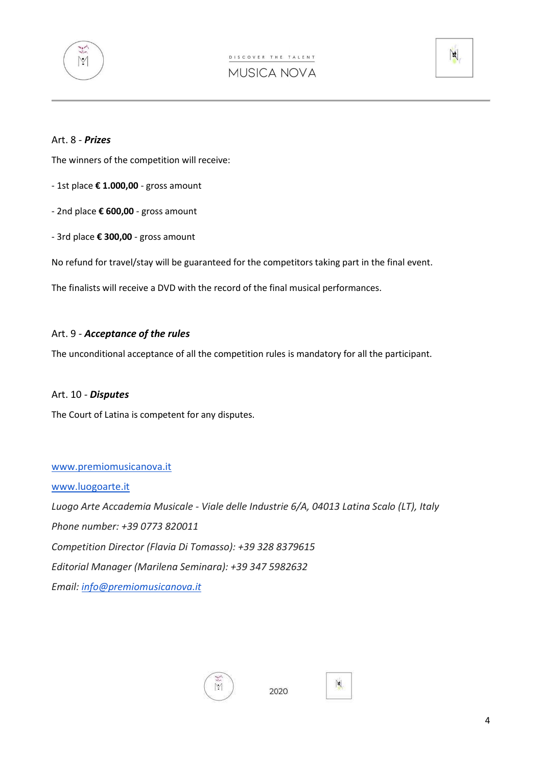Art. 8 - ***Prizes***

The winners of the competition will receive:

- 1st place **€ 1.000,00** - gross amount
- 2nd place **€ 600,00** - gross amount
- 3rd place **€ 300,00** - gross amount

No refund for travel/stay will be guaranteed for the competitors taking part in the final event.

The finalists will receive a DVD with the record of the final musical performances.

Art. 9 - ***Acceptance of the rules***

The unconditional acceptance of all the competition rules is mandatory for all the participant.

Art. 10 - ***Disputes***

The Court of Latina is competent for any disputes.

[www.premiomusicanova.it](http://www.premiomusicanova.it)

[www.luogoarte.it](http://www.luogoarte.it)

*Luogo Arte Accademia Musicale - Viale delle Industrie 6/A, 04013 Latina Scalo (LT), Italy*

*Phone number: +39 0773 820011*

*Competition Director (Flavia Di Tomasso): +39 328 8379615*

*Editorial Manager (Marilena Seminara): +39 347 5982632*

*Email: [info@premiomusicanova.it](mailto:info@premiomusicanova.it)*